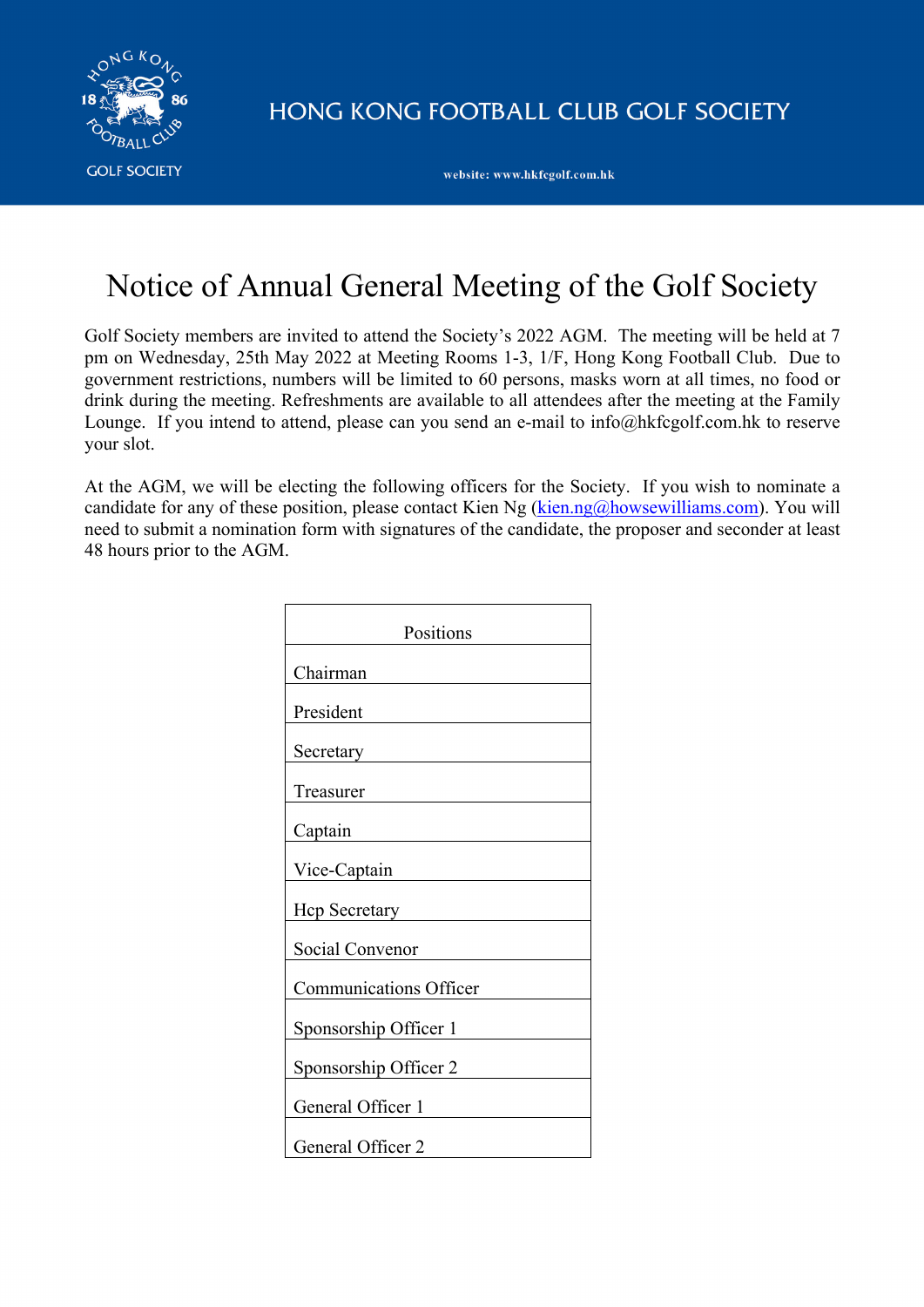HONG KONG FOOTBALL CLUB GOLF SOCIETY

website: www.hkfcgolf.com.hk

# Notice of Annual General Meeting of the Golf Society

Golf Society members are invited to attend the Society's 2022 AGM. The meeting will be held at 7 pm on Wednesday, 25th May 2022 at Meeting Rooms 1-3, 1/F, Hong Kong Football Club. Due to government restrictions, numbers will be limited to 60 persons, masks worn at all times, no food or drink during the meeting. Refreshments are available to all attendees after the meeting at the Family Lounge. If you intend to attend, please can you send an e-mail to info@hkfcgolf.com.hk to reserve your slot.

At the AGM, we will be electing the following officers for the Society. If you wish to nominate a candidate for any of these position, please contact Kien Ng (kien.ng@howsewilliams.com). You will need to submit a nomination form with signatures of the candidate, the proposer and seconder at least 48 hours prior to the AGM.

| Positions |
|---|
| Chairman |
| President |
| Secretary |
| Treasurer |
| Captain |
| Vice-Captain |
| Hcp Secretary |
| Social Convenor |
| Communications Officer |
| Sponsorship Officer 1 |
| Sponsorship Officer 2 |
| General Officer 1 |
| General Officer 2 |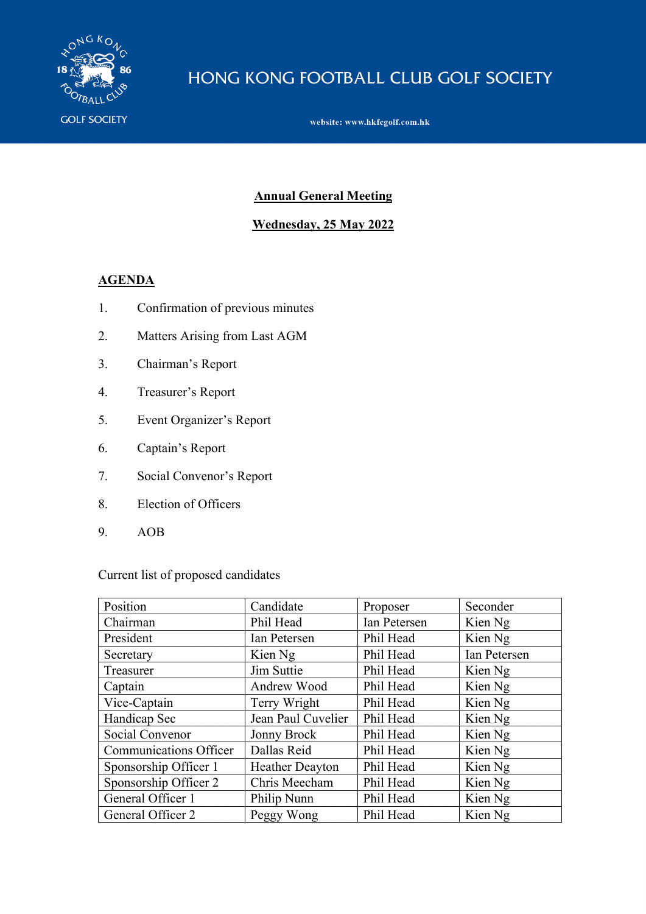# HONG KONG FOOTBALL CLUB GOLF SOCIETY

website: www.hkfcgolf.com.hk

**Annual General Meeting**

**Wednesday, 25 May 2022**

## AGENDA

1. Confirmation of previous minutes
2. Matters Arising from Last AGM
3. Chairman's Report
4. Treasurer's Report
5. Event Organizer's Report
6. Captain's Report
7. Social Convenor's Report
8. Election of Officers
9. AOB

Current list of proposed candidates

| Position | Candidate | Proposer | Seconder |
|---|---|---|---|
| Chairman | Phil Head | Ian Petersen | Kien Ng |
| President | Ian Petersen | Phil Head | Kien Ng |
| Secretary | Kien Ng | Phil Head | Ian Petersen |
| Treasurer | Jim Suttie | Phil Head | Kien Ng |
| Captain | Andrew Wood | Phil Head | Kien Ng |
| Vice-Captain | Terry Wright | Phil Head | Kien Ng |
| Handicap Sec | Jean Paul Cuvelier | Phil Head | Kien Ng |
| Social Convenor | Jonny Brock | Phil Head | Kien Ng |
| Communications Officer | Dallas Reid | Phil Head | Kien Ng |
| Sponsorship Officer 1 | Heather Deayton | Phil Head | Kien Ng |
| Sponsorship Officer 2 | Chris Meecham | Phil Head | Kien Ng |
| General Officer 1 | Philip Nunn | Phil Head | Kien Ng |
| General Officer 2 | Peggy Wong | Phil Head | Kien Ng |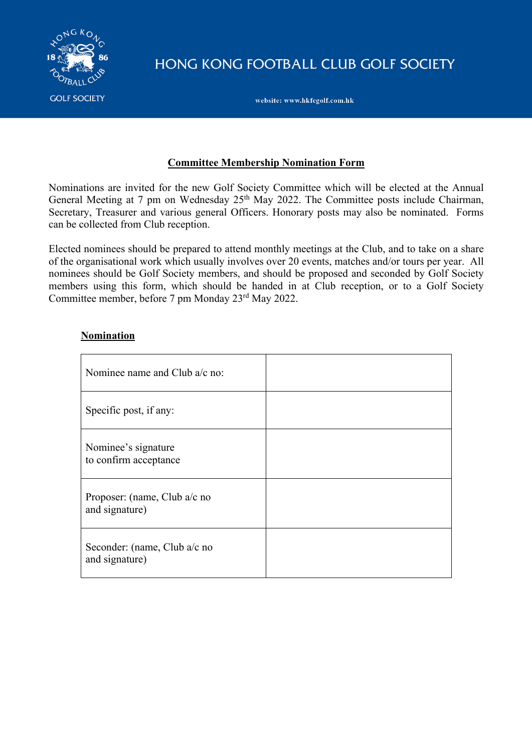# HONG KONG FOOTBALL CLUB GOLF SOCIETY

website: www.hkfcgolf.com.hk

## Committee Membership Nomination Form

Nominations are invited for the new Golf Society Committee which will be elected at the Annual General Meeting at 7 pm on Wednesday 25th May 2022. The Committee posts include Chairman, Secretary, Treasurer and various general Officers. Honorary posts may also be nominated. Forms can be collected from Club reception.

Elected nominees should be prepared to attend monthly meetings at the Club, and to take on a share of the organisational work which usually involves over 20 events, matches and/or tours per year. All nominees should be Golf Society members, and should be proposed and seconded by Golf Society members using this form, which should be handed in at Club reception, or to a Golf Society Committee member, before 7 pm Monday 23rd May 2022.

### Nomination

| | |
|---|---|
| Nominee name and Club a/c no: | |
| Specific post, if any: | |
| Nominee's signature to confirm acceptance | |
| Proposer: (name, Club a/c no and signature) | |
| Seconder: (name, Club a/c no and signature) | |